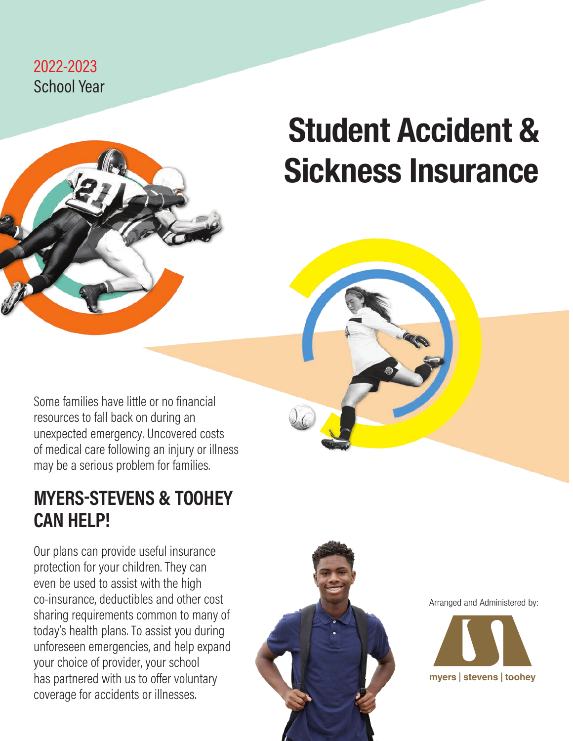2022-2023
School Year

# Student Accident & Sickness Insurance

Some families have little or no financial resources to fall back on during an unexpected emergency. Uncovered costs of medical care following an injury or illness may be a serious problem for families.

## MYERS-STEVENS & TOOHEY CAN HELP!

Our plans can provide useful insurance protection for your children. They can even be used to assist with the high co-insurance, deductibles and other cost sharing requirements common to many of today's health plans. To assist you during unforeseen emergencies, and help expand your choice of provider, your school has partnered with us to offer voluntary coverage for accidents or illnesses.

Arranged and Administered by:

myers | stevens | toohey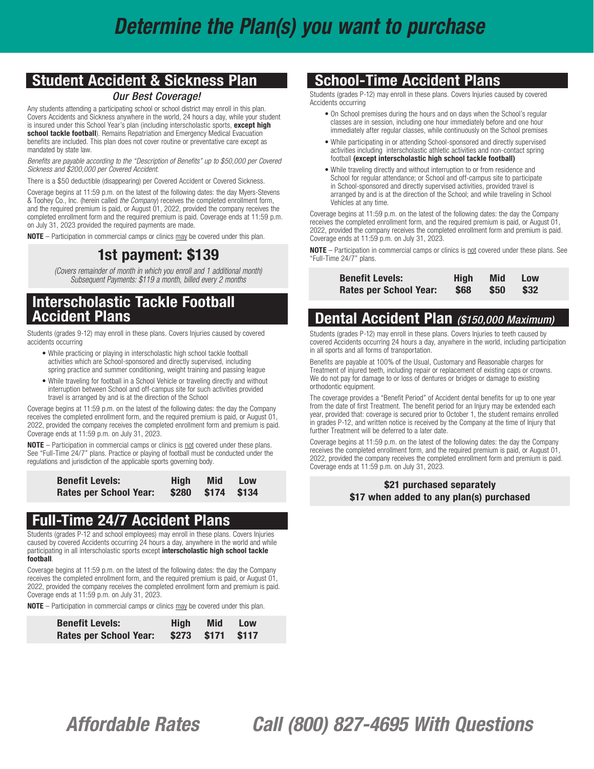# Determine the Plan(s) you want to purchase

## Student Accident & Sickness Plan

***Our Best Coverage!***

Any students attending a participating school or school district may enroll in this plan. Covers Accidents and Sickness anywhere in the world, 24 hours a day, while your student is insured under this School Year's plan (including interscholastic sports, **except high school tackle football**). Remains Repatriation and Emergency Medical Evacuation benefits are included. This plan does not cover routine or preventative care except as mandated by state law.

*Benefits are payable according to the "Description of Benefits" up to $50,000 per Covered Sickness and $200,000 per Covered Accident.*

There is a $50 deductible (disappearing) per Covered Accident or Covered Sickness.

Coverage begins at 11:59 p.m. on the latest of the following dates: the day Myers-Stevens & Toohey Co., Inc. (herein called *the Company*) receives the completed enrollment form, and the required premium is paid, or August 01, 2022, provided the company receives the completed enrollment form and the required premium is paid. Coverage ends at 11:59 p.m. on July 31, 2023 provided the required payments are made.

**NOTE** – Participation in commercial camps or clinics may be covered under this plan.

**1st payment: $139**

*(Covers remainder of month in which you enroll and 1 additional month)*
*Subsequent Payments: $119 a month, billed every 2 months*

## Interscholastic Tackle Football Accident Plans

Students (grades 9-12) may enroll in these plans. Covers Injuries caused by covered accidents occurring

- While practicing or playing in interscholastic high school tackle football activities which are School-sponsored and directly supervised, including spring practice and summer conditioning, weight training and passing league
- While traveling for football in a School Vehicle or traveling directly and without interruption between School and off-campus site for such activities provided travel is arranged by and is at the direction of the School

Coverage begins at 11:59 p.m. on the latest of the following dates: the day the Company receives the completed enrollment form, and the required premium is paid, or August 01, 2022, provided the company receives the completed enrollment form and premium is paid. Coverage ends at 11:59 p.m. on July 31, 2023.

**NOTE** – Participation in commercial camps or clinics is not covered under these plans. See "Full-Time 24/7" plans. Practice or playing of football must be conducted under the regulations and jurisdiction of the applicable sports governing body.

| Benefit Levels: | High | Mid | Low |
|---|---|---|---|
| Rates per School Year: | $280 | $174 | $134 |

## Full-Time 24/7 Accident Plans

Students (grades P-12 and school employees) may enroll in these plans. Covers Injuries caused by covered Accidents occurring 24 hours a day, anywhere in the world and while participating in all interscholastic sports except **interscholastic high school tackle football**.

Coverage begins at 11:59 p.m. on the latest of the following dates: the day the Company receives the completed enrollment form, and the required premium is paid, or August 01, 2022, provided the company receives the completed enrollment form and premium is paid. Coverage ends at 11:59 p.m. on July 31, 2023.

**NOTE** – Participation in commercial camps or clinics may be covered under this plan.

| Benefit Levels: | High | Mid | Low |
|---|---|---|---|
| Rates per School Year: | $273 | $171 | $117 |

## School-Time Accident Plans

Students (grades P-12) may enroll in these plans. Covers Injuries caused by covered Accidents occurring

- On School premises during the hours and on days when the School's regular classes are in session, including one hour immediately before and one hour immediately after regular classes, while continuously on the School premises
- While participating in or attending School-sponsored and directly supervised activities including interscholastic athletic activities and non-contact spring football **(except interscholastic high school tackle football)**
- While traveling directly and without interruption to or from residence and School for regular attendance; or School and off-campus site to participate in School-sponsored and directly supervised activities, provided travel is arranged by and is at the direction of the School; and while traveling in School Vehicles at any time.

Coverage begins at 11:59 p.m. on the latest of the following dates: the day the Company receives the completed enrollment form, and the required premium is paid, or August 01, 2022, provided the company receives the completed enrollment form and premium is paid. Coverage ends at 11:59 p.m. on July 31, 2023.

**NOTE** – Participation in commercial camps or clinics is not covered under these plans. See "Full-Time 24/7" plans.

| Benefit Levels: | High | Mid | Low |
|---|---|---|---|
| Rates per School Year: | $68 | $50 | $32 |

## Dental Accident Plan *($150,000 Maximum)*

Students (grades P-12) may enroll in these plans. Covers Injuries to teeth caused by covered Accidents occurring 24 hours a day, anywhere in the world, including participation in all sports and all forms of transportation.

Benefits are payable at 100% of the Usual, Customary and Reasonable charges for Treatment of injured teeth, including repair or replacement of existing caps or crowns. We do not pay for damage to or loss of dentures or bridges or damage to existing orthodontic equipment.

The coverage provides a "Benefit Period" of Accident dental benefits for up to one year from the date of first Treatment. The benefit period for an Injury may be extended each year, provided that: coverage is secured prior to October 1, the student remains enrolled in grades P-12, and written notice is received by the Company at the time of Injury that further Treatment will be deferred to a later date.

Coverage begins at 11:59 p.m. on the latest of the following dates: the day the Company receives the completed enrollment form, and the required premium is paid, or August 01, 2022, provided the company receives the completed enrollment form and premium is paid. Coverage ends at 11:59 p.m. on July 31, 2023.

**$21 purchased separately**
**$17 when added to any plan(s) purchased**

***Affordable Rates*** ***Call (800) 827-4695 With Questions***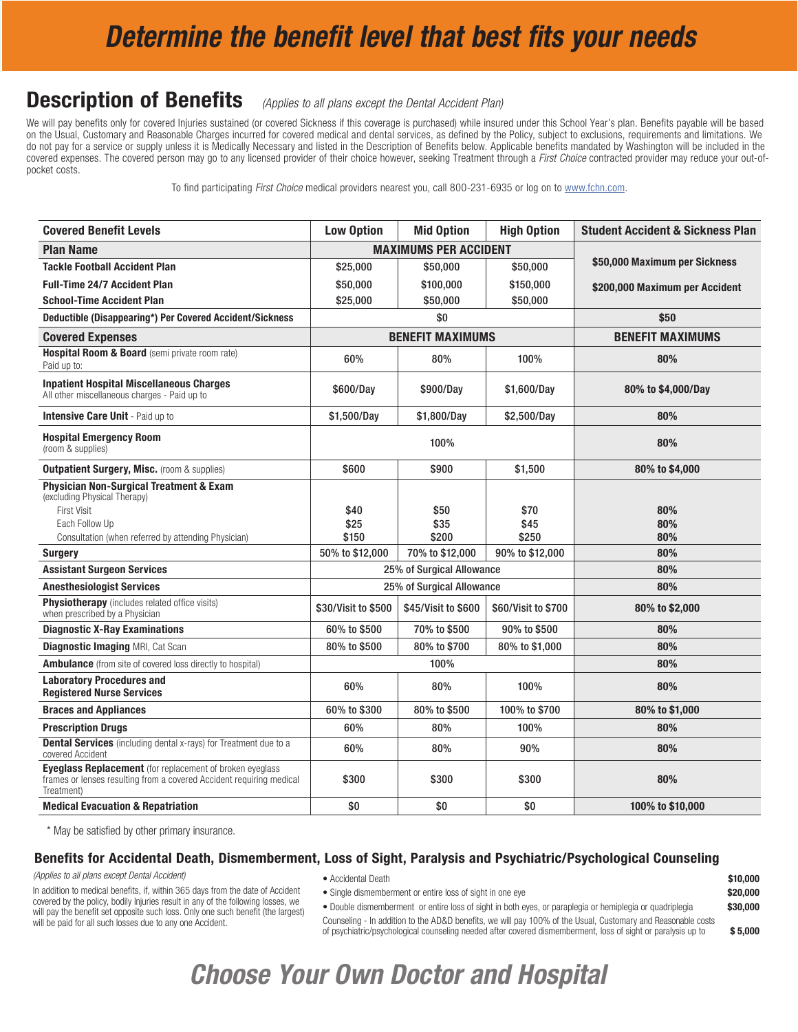# Determine the benefit level that best fits your needs

## Description of Benefits *(Applies to all plans except the Dental Accident Plan)*

We will pay benefits only for covered Injuries sustained (or covered Sickness if this coverage is purchased) while insured under this School Year's plan. Benefits payable will be based on the Usual, Customary and Reasonable Charges incurred for covered medical and dental services, as defined by the Policy, subject to exclusions, requirements and limitations. We do not pay for a service or supply unless it is Medically Necessary and listed in the Description of Benefits below. Applicable benefits mandated by Washington will be included in the covered expenses. The covered person may go to any licensed provider of their choice however, seeking Treatment through a *First Choice* contracted provider may reduce your out-of-pocket costs.

To find participating *First Choice* medical providers nearest you, call 800-231-6935 or log on to www.fchn.com.

| Covered Benefit Levels | Low Option | Mid Option | High Option | Student Accident & Sickness Plan |
|---|---|---|---|---|
| **Plan Name** | **MAXIMUMS PER ACCIDENT** | | | |
| **Tackle Football Accident Plan** | $25,000 | $50,000 | $50,000 | $50,000 Maximum per Sickness |
| **Full-Time 24/7 Accident Plan** | $50,000 | $100,000 | $150,000 | $200,000 Maximum per Accident |
| **School-Time Accident Plan** | $25,000 | $50,000 | $50,000 | |
| **Deductible (Disappearing*) Per Covered Accident/Sickness** | $0 | | | $50 |
| **Covered Expenses** | **BENEFIT MAXIMUMS** | | | **BENEFIT MAXIMUMS** |
| **Hospital Room & Board** (semi private room rate) Paid up to: | 60% | 80% | 100% | 80% |
| **Inpatient Hospital Miscellaneous Charges** All other miscellaneous charges - Paid up to | $600/Day | $900/Day | $1,600/Day | 80% to $4,000/Day |
| **Intensive Care Unit** - Paid up to | $1,500/Day | $1,800/Day | $2,500/Day | 80% |
| **Hospital Emergency Room** (room & supplies) | 100% | | | 80% |
| **Outpatient Surgery, Misc.** (room & supplies) | $600 | $900 | $1,500 | 80% to $4,000 |
| **Physician Non-Surgical Treatment & Exam** (excluding Physical Therapy) | | | | |
| First Visit | $40 | $50 | $70 | 80% |
| Each Follow Up | $25 | $35 | $45 | 80% |
| Consultation (when referred by attending Physician) | $150 | $200 | $250 | 80% |
| **Surgery** | 50% to $12,000 | 70% to $12,000 | 90% to $12,000 | 80% |
| **Assistant Surgeon Services** | 25% of Surgical Allowance | | | 80% |
| **Anesthesiologist Services** | 25% of Surgical Allowance | | | 80% |
| **Physiotherapy** (includes related office visits) when prescribed by a Physician | $30/Visit to $500 | $45/Visit to $600 | $60/Visit to $700 | 80% to $2,000 |
| **Diagnostic X-Ray Examinations** | 60% to $500 | 70% to $500 | 90% to $500 | 80% |
| **Diagnostic Imaging** MRI, Cat Scan | 80% to $500 | 80% to $700 | 80% to $1,000 | 80% |
| **Ambulance** (from site of covered loss directly to hospital) | 100% | | | 80% |
| **Laboratory Procedures and Registered Nurse Services** | 60% | 80% | 100% | 80% |
| **Braces and Appliances** | 60% to $300 | 80% to $500 | 100% to $700 | 80% to $1,000 |
| **Prescription Drugs** | 60% | 80% | 100% | 80% |
| **Dental Services** (including dental x-rays) for Treatment due to a covered Accident | 60% | 80% | 90% | 80% |
| **Eyeglass Replacement** (for replacement of broken eyeglass frames or lenses resulting from a covered Accident requiring medical Treatment) | $300 | $300 | $300 | 80% |
| **Medical Evacuation & Repatriation** | $0 | $0 | $0 | 100% to $10,000 |

\* May be satisfied by other primary insurance.

### Benefits for Accidental Death, Dismemberment, Loss of Sight, Paralysis and Psychiatric/Psychological Counseling

*(Applies to all plans except Dental Accident)*

In addition to medical benefits, if, within 365 days from the date of Accident covered by the policy, bodily Injuries result in any of the following losses, we will pay the benefit set opposite such loss. Only one such benefit (the largest) will be paid for all such losses due to any one Accident.

- Accidental Death — **$10,000**
- Single dismemberment or entire loss of sight in one eye — **$20,000**
- Double dismemberment or entire loss of sight in both eyes, or paraplegia or hemiplegia or quadriplegia — **$30,000**

Counseling - In addition to the AD&D benefits, we will pay 100% of the Usual, Customary and Reasonable costs of psychiatric/psychological counseling needed after covered dismemberment, loss of sight or paralysis up to **$ 5,000**

# Choose Your Own Doctor and Hospital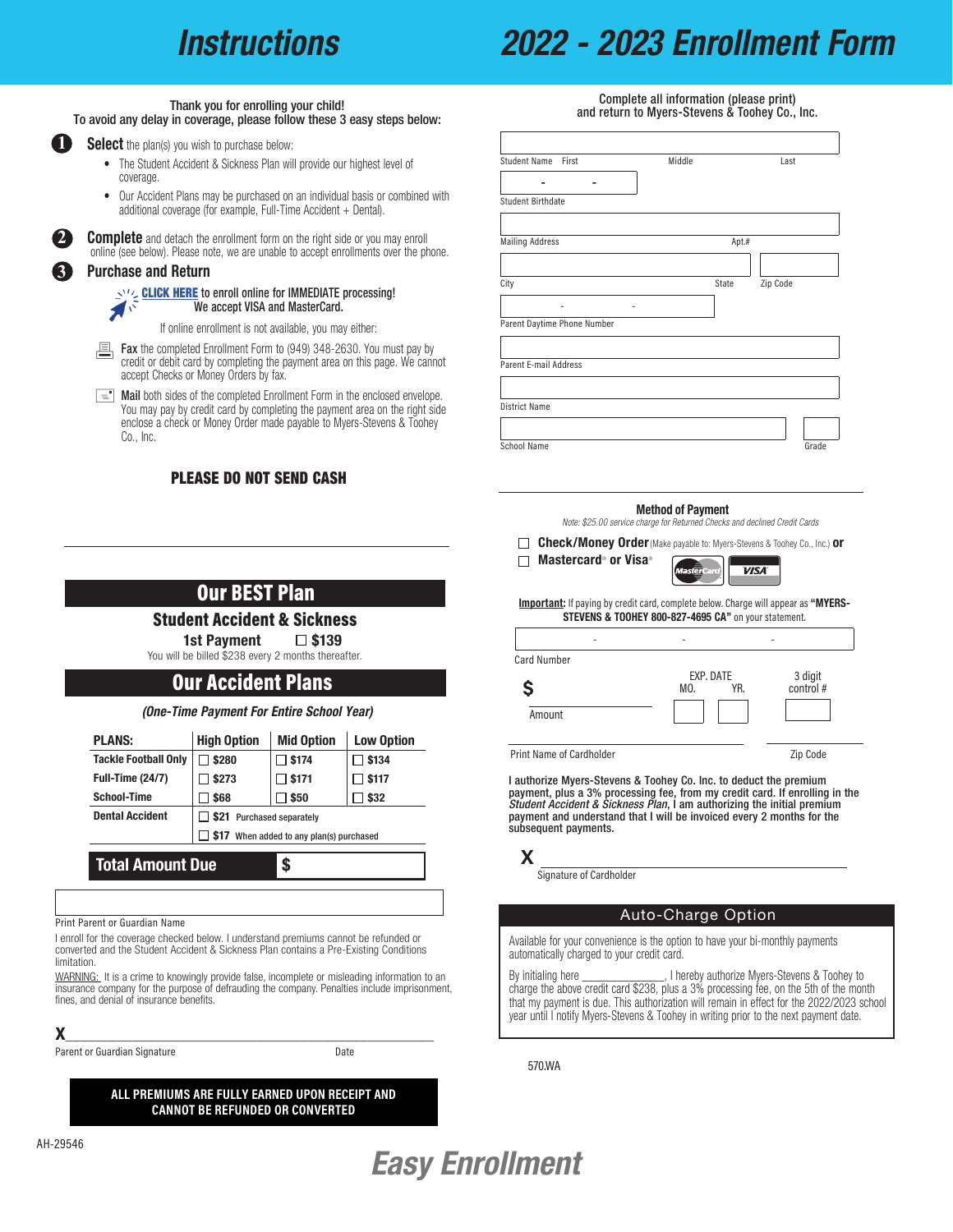# Instructions

Thank you for enrolling your child!
To avoid any delay in coverage, please follow these 3 easy steps below:

1. **Select** the plan(s) you wish to purchase below:
   - The Student Accident & Sickness Plan will provide our highest level of coverage.
   - Our Accident Plans may be purchased on an individual basis or combined with additional coverage (for example, Full-Time Accident + Dental).
2. **Complete** and detach the enrollment form on the right side or you may enroll online (see below). Please note, we are unable to accept enrollments over the phone.
3. **Purchase and Return**

**CLICK HERE** to enroll online for IMMEDIATE processing! We accept VISA and MasterCard.

If online enrollment is not available, you may either:

**Fax** the completed Enrollment Form to (949) 348-2630. You must pay by credit or debit card by completing the payment area on this page. We cannot accept Checks or Money Orders by fax.

**Mail** both sides of the completed Enrollment Form in the enclosed envelope. You may pay by credit card by completing the payment area on the right side or enclose a check or Money Order made payable to Myers-Stevens & Toohey Co., Inc.

**PLEASE DO NOT SEND CASH**

## Our BEST Plan

### Student Accident & Sickness

**1st Payment** ☐ **$139**

You will be billed $238 every 2 months thereafter.

## Our Accident Plans

*(One-Time Payment For Entire School Year)*

| PLANS: | High Option | Mid Option | Low Option |
|---|---|---|---|
| Tackle Football Only | ☐ $280 | ☐ $174 | ☐ $134 |
| Full-Time (24/7) | ☐ $273 | ☐ $171 | ☐ $117 |
| School-Time | ☐ $68 | ☐ $50 | ☐ $32 |
| Dental Accident | ☐ $21 Purchased separately | | |
| | ☐ $17 When added to any plan(s) purchased | | |

**Total Amount Due** $ ________

Print Parent or Guardian Name

I enroll for the coverage checked below. I understand premiums cannot be refunded or converted and the Student Accident & Sickness Plan contains a Pre-Existing Conditions limitation.

WARNING: It is a crime to knowingly provide false, incomplete or misleading information to an insurance company for the purpose of defrauding the company. Penalties include imprisonment, fines, and denial of insurance benefits.

X ______________________________

Parent or Guardian Signature　　　Date

**ALL PREMIUMS ARE FULLY EARNED UPON RECEIPT AND CANNOT BE REFUNDED OR CONVERTED**

AH-29546

# 2022 - 2023 Enrollment Form

Complete all information (please print) and return to Myers-Stevens & Toohey Co., Inc.

Student Name　First　Middle　Last

Student Birthdate　__ - __ - __

Mailing Address　Apt.#

City　State　Zip Code

Parent Daytime Phone Number　__ - __ - __

Parent E-mail Address

District Name

School Name　Grade

**Method of Payment**

*Note: $25.00 service charge for Returned Checks and declined Credit Cards*

☐ **Check/Money Order** (Make payable to: Myers-Stevens & Toohey Co., Inc.) **or**

☐ **Mastercard® or Visa®**

**Important:** If paying by credit card, complete below. Charge will appear as **"MYERS-STEVENS & TOOHEY 800-827-4695 CA"** on your statement.

Card Number　__ - __ - __ - __

$ ________ Amount　　EXP. DATE MO. __ YR. __　　3 digit control # __

Print Name of Cardholder　　Zip Code

I authorize Myers-Stevens & Toohey Co. Inc. to deduct the premium payment, plus a 3% processing fee, from my credit card. If enrolling in the *Student Accident & Sickness Plan,* I am authorizing the initial premium payment and understand that I will be invoiced every 2 months for the subsequent payments.

X ______________________________

Signature of Cardholder

## Auto-Charge Option

Available for your convenience is the option to have your bi-monthly payments automatically charged to your credit card.

By initialing here ______________, I hereby authorize Myers-Stevens & Toohey to charge the above credit card $238, plus a 3% processing fee, on the 5th of the month that my payment is due. This authorization will remain in effect for the 2022/2023 school year until I notify Myers-Stevens & Toohey in writing prior to the next payment date.

570.WA

**Easy Enrollment**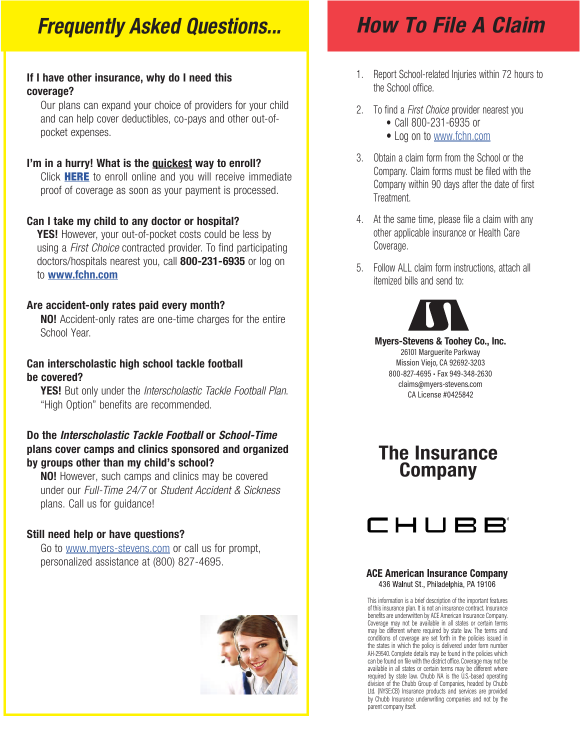# Frequently Asked Questions...

**If I have other insurance, why do I need this coverage?**

Our plans can expand your choice of providers for your child and can help cover deductibles, co-pays and other out-of-pocket expenses.

**I'm in a hurry! What is the quickest way to enroll?**

Click **HERE** to enroll online and you will receive immediate proof of coverage as soon as your payment is processed.

**Can I take my child to any doctor or hospital?**

**YES!** However, your out-of-pocket costs could be less by using a *First Choice* contracted provider. To find participating doctors/hospitals nearest you, call **800-231-6935** or log on to **www.fchn.com**

**Are accident-only rates paid every month?**

**NO!** Accident-only rates are one-time charges for the entire School Year.

**Can interscholastic high school tackle football be covered?**

**YES!** But only under the *Interscholastic Tackle Football Plan*. "High Option" benefits are recommended.

**Do the *Interscholastic Tackle Football* or *School-Time* plans cover camps and clinics sponsored and organized by groups other than my child's school?**

**NO!** However, such camps and clinics may be covered under our *Full-Time 24/7* or *Student Accident & Sickness* plans. Call us for guidance!

**Still need help or have questions?**

Go to www.myers-stevens.com or call us for prompt, personalized assistance at (800) 827-4695.

# How To File A Claim

1. Report School-related Injuries within 72 hours to the School office.
2. To find a *First Choice* provider nearest you
   - Call 800-231-6935 or
   - Log on to www.fchn.com
3. Obtain a claim form from the School or the Company. Claim forms must be filed with the Company within 90 days after the date of first Treatment.
4. At the same time, please file a claim with any other applicable insurance or Health Care Coverage.
5. Follow ALL claim form instructions, attach all itemized bills and send to:

**Myers-Stevens & Toohey Co., Inc.**
26101 Marguerite Parkway
Mission Viejo, CA 92692-3203
800-827-4695 • Fax 949-348-2630
claims@myers-stevens.com
CA License #0425842

## The Insurance Company

CHUBB®

**ACE American Insurance Company**
436 Walnut St., Philadelphia, PA 19106

This information is a brief description of the important features of this insurance plan. It is not an insurance contract. Insurance benefits are underwritten by ACE American Insurance Company. Coverage may not be available in all states or certain terms may be different where required by state law. The terms and conditions of coverage are set forth in the policies issued in the states in which the policy is delivered under form number AH-29540. Complete details may be found in the policies which can be found on file with the district office. Coverage may not be available in all states or certain terms may be different where required by state law. Chubb NA is the U.S.-based operating division of the Chubb Group of Companies, headed by Chubb Ltd. (NYSE:CB) Insurance products and services are provided by Chubb Insurance underwriting companies and not by the parent company itself.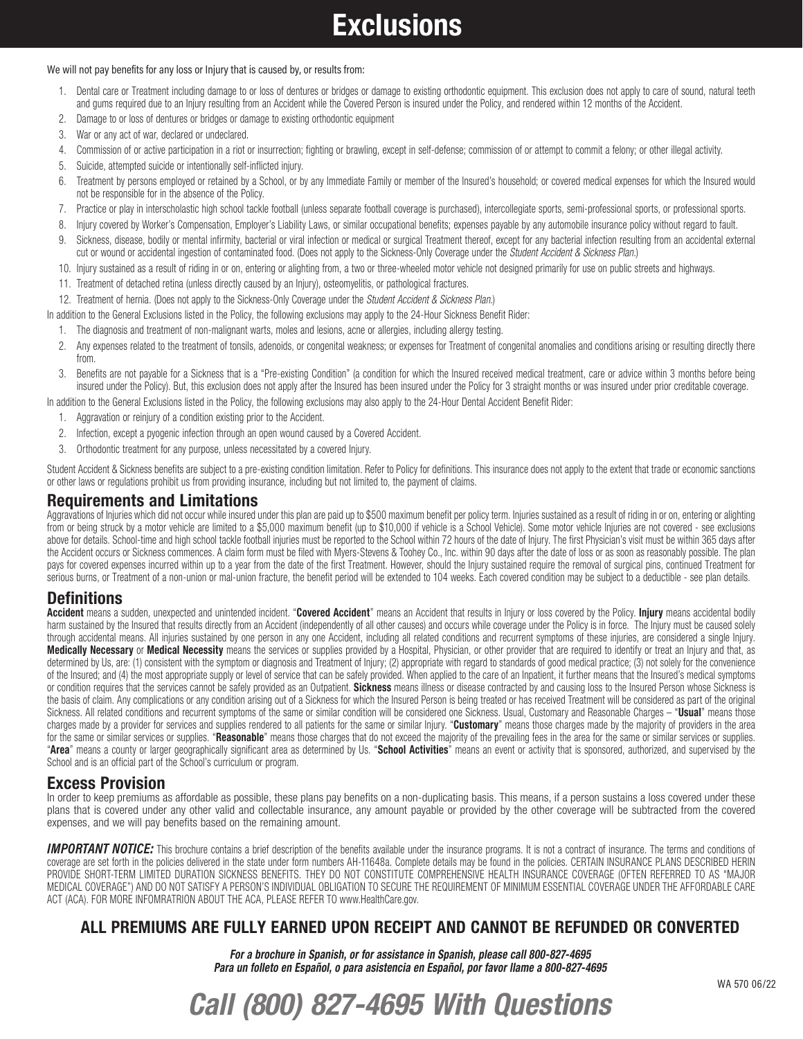# Exclusions

We will not pay benefits for any loss or Injury that is caused by, or results from:

1. Dental care or Treatment including damage to or loss of dentures or bridges or damage to existing orthodontic equipment. This exclusion does not apply to care of sound, natural teeth and gums required due to an Injury resulting from an Accident while the Covered Person is insured under the Policy, and rendered within 12 months of the Accident.
2. Damage to or loss of dentures or bridges or damage to existing orthodontic equipment
3. War or any act of war, declared or undeclared.
4. Commission of or active participation in a riot or insurrection; fighting or brawling, except in self-defense; commission of or attempt to commit a felony; or other illegal activity.
5. Suicide, attempted suicide or intentionally self-inflicted injury.
6. Treatment by persons employed or retained by a School, or by any Immediate Family or member of the Insured's household; or covered medical expenses for which the Insured would not be responsible for in the absence of the Policy.
7. Practice or play in interscholastic high school tackle football (unless separate football coverage is purchased), intercollegiate sports, semi-professional sports, or professional sports.
8. Injury covered by Worker's Compensation, Employer's Liability Laws, or similar occupational benefits; expenses payable by any automobile insurance policy without regard to fault.
9. Sickness, disease, bodily or mental infirmity, bacterial or viral infection or medical or surgical Treatment thereof, except for any bacterial infection resulting from an accidental external cut or wound or accidental ingestion of contaminated food. (Does not apply to the Sickness-Only Coverage under the *Student Accident & Sickness Plan*.)
10. Injury sustained as a result of riding in or on, entering or alighting from, a two or three-wheeled motor vehicle not designed primarily for use on public streets and highways.
11. Treatment of detached retina (unless directly caused by an Injury), osteomyelitis, or pathological fractures.
12. Treatment of hernia. (Does not apply to the Sickness-Only Coverage under the *Student Accident & Sickness Plan*.)

In addition to the General Exclusions listed in the Policy, the following exclusions may apply to the 24-Hour Sickness Benefit Rider:

1. The diagnosis and treatment of non-malignant warts, moles and lesions, acne or allergies, including allergy testing.
2. Any expenses related to the treatment of tonsils, adenoids, or congenital weakness; or expenses for Treatment of congenital anomalies and conditions arising or resulting directly there from.
3. Benefits are not payable for a Sickness that is a "Pre-existing Condition" (a condition for which the Insured received medical treatment, care or advice within 3 months before being insured under the Policy). But, this exclusion does not apply after the Insured has been insured under the Policy for 3 straight months or was insured under prior creditable coverage.

In addition to the General Exclusions listed in the Policy, the following exclusions may also apply to the 24-Hour Dental Accident Benefit Rider:

1. Aggravation or reinjury of a condition existing prior to the Accident.
2. Infection, except a pyogenic infection through an open wound caused by a Covered Accident.
3. Orthodontic treatment for any purpose, unless necessitated by a covered Injury.

Student Accident & Sickness benefits are subject to a pre-existing condition limitation. Refer to Policy for definitions. This insurance does not apply to the extent that trade or economic sanctions or other laws or regulations prohibit us from providing insurance, including but not limited to, the payment of claims.

## Requirements and Limitations

Aggravations of Injuries which did not occur while insured under this plan are paid up to $500 maximum benefit per policy term. Injuries sustained as a result of riding in or on, entering or alighting from or being struck by a motor vehicle are limited to a $5,000 maximum benefit (up to $10,000 if vehicle is a School Vehicle). Some motor vehicle Injuries are not covered - see exclusions above for details. School-time and high school tackle football injuries must be reported to the School within 72 hours of the date of Injury. The first Physician's visit must be within 365 days after the Accident occurs or Sickness commences. A claim form must be filed with Myers-Stevens & Toohey Co., Inc. within 90 days after the date of loss or as soon as reasonably possible. The plan pays for covered expenses incurred within up to a year from the date of the first Treatment. However, should the Injury sustained require the removal of surgical pins, continued Treatment for serious burns, or Treatment of a non-union or mal-union fracture, the benefit period will be extended to 104 weeks. Each covered condition may be subject to a deductible - see plan details.

## Definitions

**Accident** means a sudden, unexpected and unintended incident. "**Covered Accident**" means an Accident that results in Injury or loss covered by the Policy. **Injury** means accidental bodily harm sustained by the Insured that results directly from an Accident (independently of all other causes) and occurs while coverage under the Policy is in force. The Injury must be caused solely through accidental means. All injuries sustained by one person in any one Accident, including all related conditions and recurrent symptoms of these injuries, are considered a single Injury. **Medically Necessary** or **Medical Necessity** means the services or supplies provided by a Hospital, Physician, or other provider that are required to identify or treat an Injury and that, as determined by Us, are: (1) consistent with the symptom or diagnosis and Treatment of Injury; (2) appropriate with regard to standards of good medical practice; (3) not solely for the convenience of the Insured; and (4) the most appropriate supply or level of service that can be safely provided. When applied to the care of an Inpatient, it further means that the Insured's medical symptoms or condition requires that the services cannot be safely provided as an Outpatient. **Sickness** means illness or disease contracted by and causing loss to the Insured Person whose Sickness is the basis of claim. Any complications or any condition arising out of a Sickness for which the Insured Person is being treated or has received Treatment will be considered as part of the original Sickness. All related conditions and recurrent symptoms of the same or similar condition will be considered one Sickness. Usual, Customary and Reasonable Charges – "**Usual**" means those charges made by a provider for services and supplies rendered to all patients for the same or similar Injury. "**Customary**" means those charges made by the majority of providers in the area for the same or similar services or supplies. "**Reasonable**" means those charges that do not exceed the majority of the prevailing fees in the area for the same or similar services or supplies. "**Area**" means a county or larger geographically significant area as determined by Us. "**School Activities**" means an event or activity that is sponsored, authorized, and supervised by the School and is an official part of the School's curriculum or program.

## Excess Provision

In order to keep premiums as affordable as possible, these plans pay benefits on a non-duplicating basis. This means, if a person sustains a loss covered under these plans that is covered under any other valid and collectable insurance, any amount payable or provided by the other coverage will be subtracted from the covered expenses, and we will pay benefits based on the remaining amount.

***IMPORTANT NOTICE:*** This brochure contains a brief description of the benefits available under the insurance programs. It is not a contract of insurance. The terms and conditions of coverage are set forth in the policies delivered in the state under form numbers AH-11648a. Complete details may be found in the policies. CERTAIN INSURANCE PLANS DESCRIBED HERIN PROVIDE SHORT-TERM LIMITED DURATION SICKNESS BENEFITS. THEY DO NOT CONSTITUTE COMPREHENSIVE HEALTH INSURANCE COVERAGE (OFTEN REFERRED TO AS "MAJOR MEDICAL COVERAGE") AND DO NOT SATISFY A PERSON'S INDIVIDUAL OBLIGATION TO SECURE THE REQUIREMENT OF MINIMUM ESSENTIAL COVERAGE UNDER THE AFFORDABLE CARE ACT (ACA). FOR MORE INFOMRATRION ABOUT THE ACA, PLEASE REFER TO www.HealthCare.gov.

**ALL PREMIUMS ARE FULLY EARNED UPON RECEIPT AND CANNOT BE REFUNDED OR CONVERTED**

***For a brochure in Spanish, or for assistance in Spanish, please call 800-827-4695***
***Para un folleto en Español, o para asistencia en Español, por favor llame a 800-827-4695***

WA 570 06/22

***Call (800) 827-4695 With Questions***